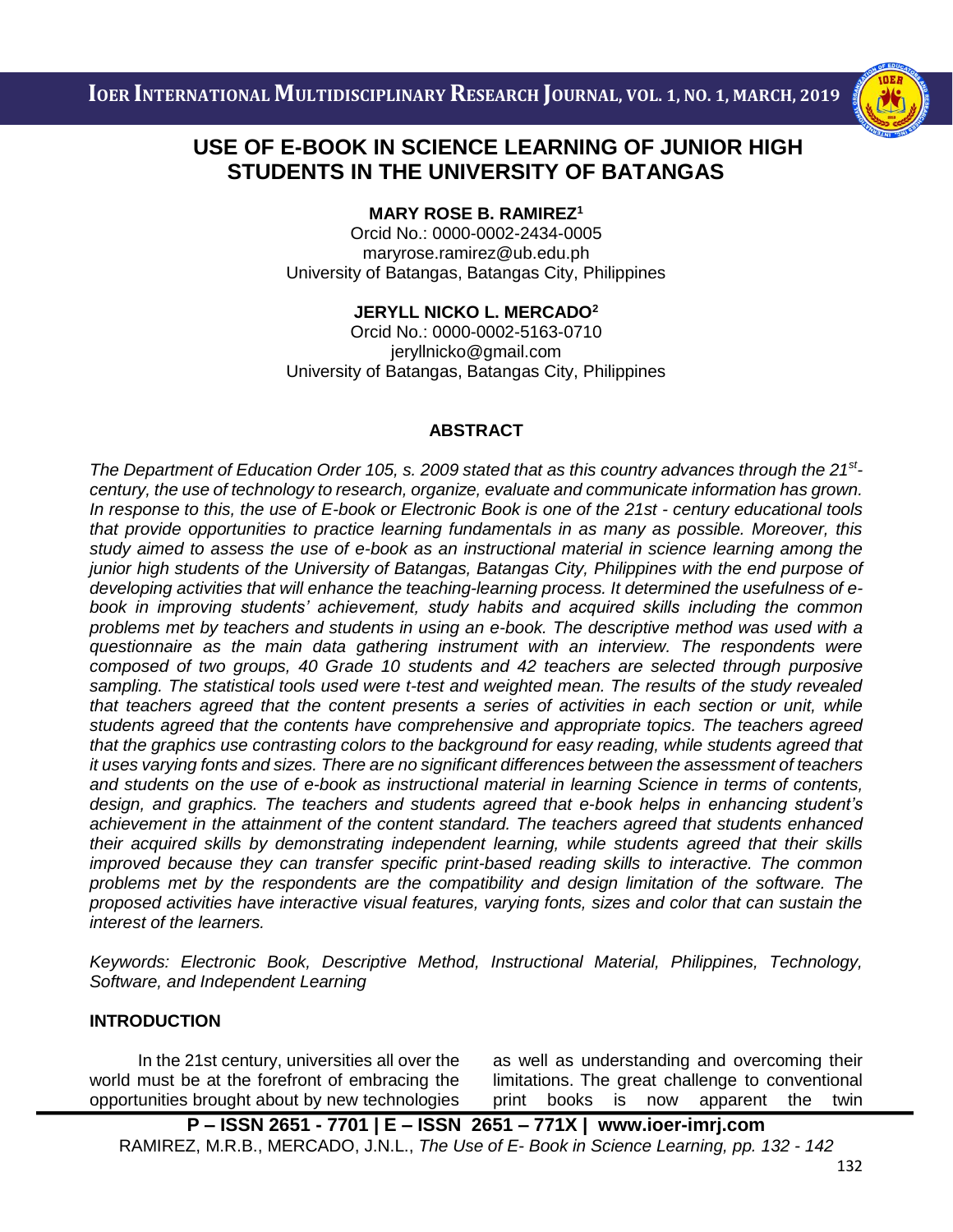# USE OF E-BOOK IN SCIENCE LEARNING OF JUNIOR HIGH STUDENTS IN THE UNIVERSITY OF BATANGAS

**MARY ROSE B. RAMIREZ[1]**
Orcid No.: 0000-0002-2434-0005
maryrose.ramirez@ub.edu.ph
University of Batangas, Batangas City, Philippines

**JERYLL NICKO L. MERCADO[2]**
Orcid No.: 0000-0002-5163-0710
jeryllnicko@gmail.com
University of Batangas, Batangas City, Philippines

## ABSTRACT

*The Department of Education Order 105, s. 2009 stated that as this country advances through the 21st-century, the use of technology to research, organize, evaluate and communicate information has grown. In response to this, the use of E-book or Electronic Book is one of the 21st - century educational tools that provide opportunities to practice learning fundamentals in as many as possible. Moreover, this study aimed to assess the use of e-book as an instructional material in science learning among the junior high students of the University of Batangas, Batangas City, Philippines with the end purpose of developing activities that will enhance the teaching-learning process. It determined the usefulness of e-book in improving students' achievement, study habits and acquired skills including the common problems met by teachers and students in using an e-book. The descriptive method was used with a questionnaire as the main data gathering instrument with an interview. The respondents were composed of two groups, 40 Grade 10 students and 42 teachers are selected through purposive sampling. The statistical tools used were t-test and weighted mean. The results of the study revealed that teachers agreed that the content presents a series of activities in each section or unit, while students agreed that the contents have comprehensive and appropriate topics. The teachers agreed that the graphics use contrasting colors to the background for easy reading, while students agreed that it uses varying fonts and sizes. There are no significant differences between the assessment of teachers and students on the use of e-book as instructional material in learning Science in terms of contents, design, and graphics. The teachers and students agreed that e-book helps in enhancing student's achievement in the attainment of the content standard. The teachers agreed that students enhanced their acquired skills by demonstrating independent learning, while students agreed that their skills improved because they can transfer specific print-based reading skills to interactive. The common problems met by the respondents are the compatibility and design limitation of the software. The proposed activities have interactive visual features, varying fonts, sizes and color that can sustain the interest of the learners.*

*Keywords: Electronic Book, Descriptive Method, Instructional Material, Philippines, Technology, Software, and Independent Learning*

## INTRODUCTION

In the 21st century, universities all over the world must be at the forefront of embracing the opportunities brought about by new technologies as well as understanding and overcoming their limitations. The great challenge to conventional print books is now apparent the twin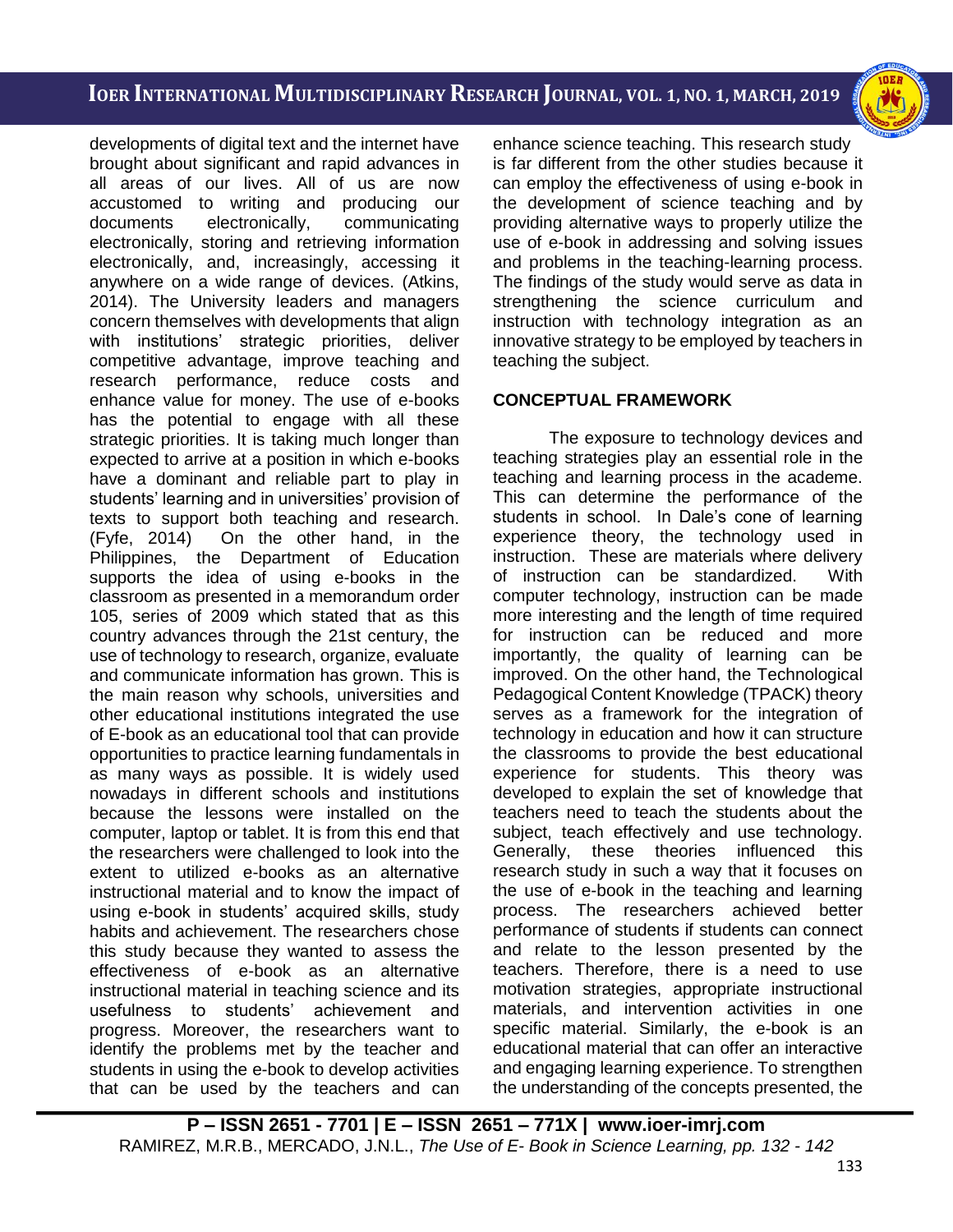developments of digital text and the internet have brought about significant and rapid advances in all areas of our lives. All of us are now accustomed to writing and producing our documents electronically, communicating electronically, storing and retrieving information electronically, and, increasingly, accessing it anywhere on a wide range of devices. (Atkins, 2014). The University leaders and managers concern themselves with developments that align with institutions' strategic priorities, deliver competitive advantage, improve teaching and research performance, reduce costs and enhance value for money. The use of e-books has the potential to engage with all these strategic priorities. It is taking much longer than expected to arrive at a position in which e-books have a dominant and reliable part to play in students' learning and in universities' provision of texts to support both teaching and research. (Fyfe, 2014) On the other hand, in the Philippines, the Department of Education supports the idea of using e-books in the classroom as presented in a memorandum order 105, series of 2009 which stated that as this country advances through the 21st century, the use of technology to research, organize, evaluate and communicate information has grown. This is the main reason why schools, universities and other educational institutions integrated the use of E-book as an educational tool that can provide opportunities to practice learning fundamentals in as many ways as possible. It is widely used nowadays in different schools and institutions because the lessons were installed on the computer, laptop or tablet. It is from this end that the researchers were challenged to look into the extent to utilized e-books as an alternative instructional material and to know the impact of using e-book in students' acquired skills, study habits and achievement. The researchers chose this study because they wanted to assess the effectiveness of e-book as an alternative instructional material in teaching science and its usefulness to students' achievement and progress. Moreover, the researchers want to identify the problems met by the teacher and students in using the e-book to develop activities that can be used by the teachers and can enhance science teaching. This research study is far different from the other studies because it can employ the effectiveness of using e-book in the development of science teaching and by providing alternative ways to properly utilize the use of e-book in addressing and solving issues and problems in the teaching-learning process. The findings of the study would serve as data in strengthening the science curriculum and instruction with technology integration as an innovative strategy to be employed by teachers in teaching the subject.

## CONCEPTUAL FRAMEWORK

The exposure to technology devices and teaching strategies play an essential role in the teaching and learning process in the academe. This can determine the performance of the students in school. In Dale's cone of learning experience theory, the technology used in instruction. These are materials where delivery of instruction can be standardized. With computer technology, instruction can be made more interesting and the length of time required for instruction can be reduced and more importantly, the quality of learning can be improved. On the other hand, the Technological Pedagogical Content Knowledge (TPACK) theory serves as a framework for the integration of technology in education and how it can structure the classrooms to provide the best educational experience for students. This theory was developed to explain the set of knowledge that teachers need to teach the students about the subject, teach effectively and use technology. Generally, these theories influenced this research study in such a way that it focuses on the use of e-book in the teaching and learning process. The researchers achieved better performance of students if students can connect and relate to the lesson presented by the teachers. Therefore, there is a need to use motivation strategies, appropriate instructional materials, and intervention activities in one specific material. Similarly, the e-book is an educational material that can offer an interactive and engaging learning experience. To strengthen the understanding of the concepts presented, the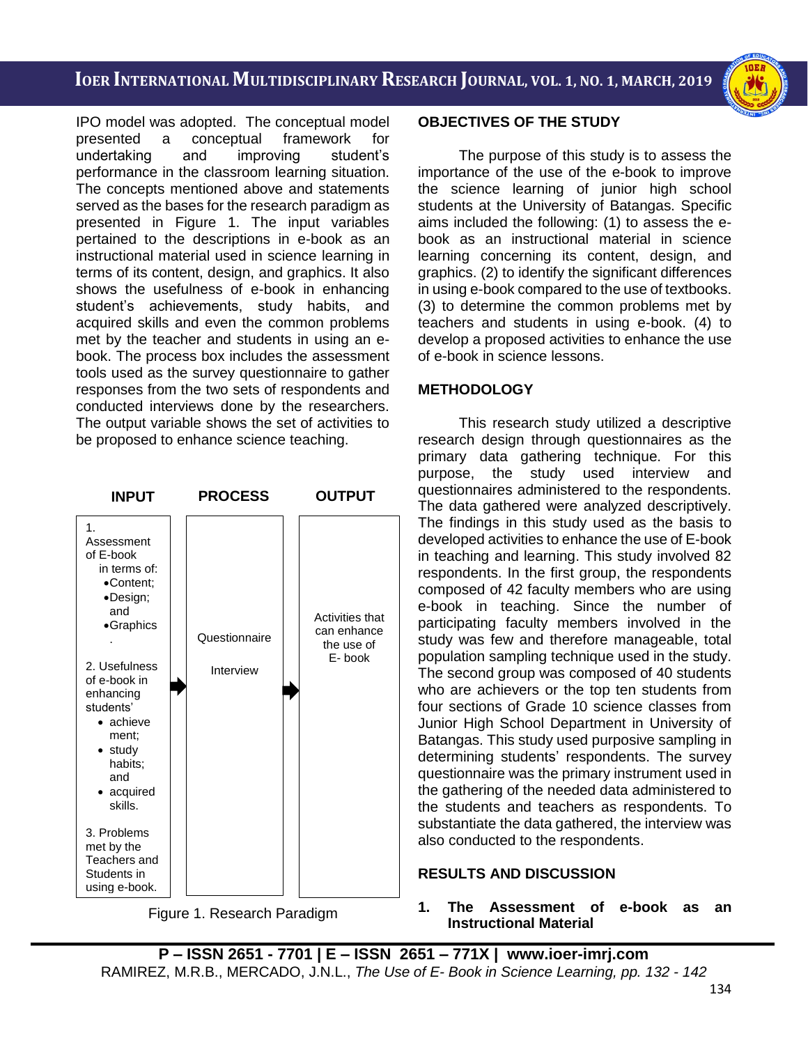IPO model was adopted. The conceptual model presented a conceptual framework for undertaking and improving student's performance in the classroom learning situation. The concepts mentioned above and statements served as the bases for the research paradigm as presented in Figure 1. The input variables pertained to the descriptions in e-book as an instructional material used in science learning in terms of its content, design, and graphics. It also shows the usefulness of e-book in enhancing student's achievements, study habits, and acquired skills and even the common problems met by the teacher and students in using an e-book. The process box includes the assessment tools used as the survey questionnaire to gather responses from the two sets of respondents and conducted interviews done by the researchers. The output variable shows the set of activities to be proposed to enhance science teaching.

| INPUT | PROCESS | OUTPUT |
|---|---|---|
| 1. Assessment of E-book in terms of: •Content; •Design; and •Graphics. <br> 2. Usefulness of e-book in enhancing students' • achievement; • study habits; and • acquired skills. <br> 3. Problems met by the Teachers and Students in using e-book. | Questionnaire <br> Interview | Activities that can enhance the use of E- book |

Figure 1. Research Paradigm

**OBJECTIVES OF THE STUDY**

The purpose of this study is to assess the importance of the use of the e-book to improve the science learning of junior high school students at the University of Batangas. Specific aims included the following: (1) to assess the e-book as an instructional material in science learning concerning its content, design, and graphics. (2) to identify the significant differences in using e-book compared to the use of textbooks. (3) to determine the common problems met by teachers and students in using e-book. (4) to develop a proposed activities to enhance the use of e-book in science lessons.

**METHODOLOGY**

This research study utilized a descriptive research design through questionnaires as the primary data gathering technique. For this purpose, the study used interview and questionnaires administered to the respondents. The data gathered were analyzed descriptively. The findings in this study used as the basis to developed activities to enhance the use of E-book in teaching and learning. This study involved 82 respondents. In the first group, the respondents composed of 42 faculty members who are using e-book in teaching. Since the number of participating faculty members involved in the study was few and therefore manageable, total population sampling technique used in the study. The second group was composed of 40 students who are achievers or the top ten students from four sections of Grade 10 science classes from Junior High School Department in University of Batangas. This study used purposive sampling in determining students' respondents. The survey questionnaire was the primary instrument used in the gathering of the needed data administered to the students and teachers as respondents. To substantiate the data gathered, the interview was also conducted to the respondents.

**RESULTS AND DISCUSSION**

**1. The Assessment of e-book as an Instructional Material**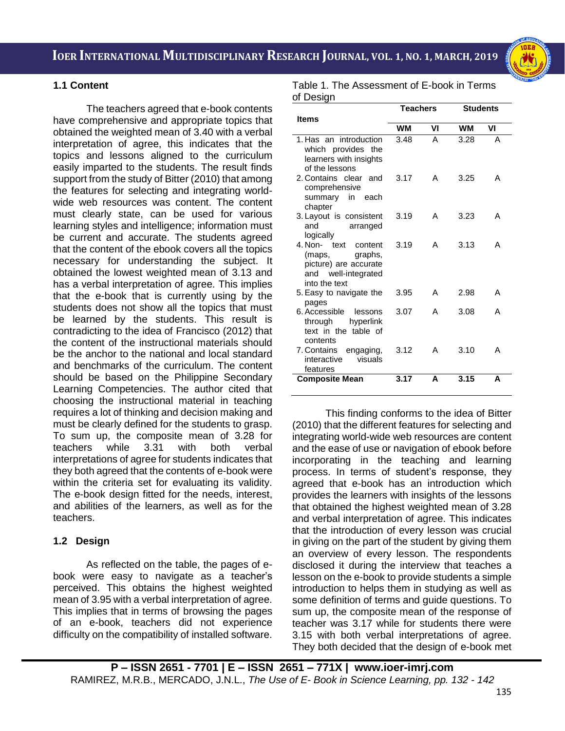### 1.1 Content

The teachers agreed that e-book contents have comprehensive and appropriate topics that obtained the weighted mean of 3.40 with a verbal interpretation of agree, this indicates that the topics and lessons aligned to the curriculum easily imparted to the students. The result finds support from the study of Bitter (2010) that among the features for selecting and integrating world-wide web resources was content. The content must clearly state, can be used for various learning styles and intelligence; information must be current and accurate. The students agreed that the content of the ebook covers all the topics necessary for understanding the subject. It obtained the lowest weighted mean of 3.13 and has a verbal interpretation of agree. This implies that the e-book that is currently using by the students does not show all the topics that must be learned by the students. This result is contradicting to the idea of Francisco (2012) that the content of the instructional materials should be the anchor to the national and local standard and benchmarks of the curriculum. The content should be based on the Philippine Secondary Learning Competencies. The author cited that choosing the instructional material in teaching requires a lot of thinking and decision making and must be clearly defined for the students to grasp. To sum up, the composite mean of 3.28 for teachers while 3.31 with both verbal interpretations of agree for students indicates that they both agreed that the contents of e-book were within the criteria set for evaluating its validity. The e-book design fitted for the needs, interest, and abilities of the learners, as well as for the teachers.

### 1.2 Design

As reflected on the table, the pages of e-book were easy to navigate as a teacher's perceived. This obtains the highest weighted mean of 3.95 with a verbal interpretation of agree. This implies that in terms of browsing the pages of an e-book, teachers did not experience difficulty on the compatibility of installed software.

Table 1. The Assessment of E-book in Terms of Design

| Items | Teachers | | Students | |
|---|---|---|---|---|
| | WM | VI | WM | VI |
| 1. Has an introduction which provides the learners with insights of the lessons | 3.48 | A | 3.28 | A |
| 2. Contains clear and comprehensive summary in each chapter | 3.17 | A | 3.25 | A |
| 3. Layout is consistent and arranged logically | 3.19 | A | 3.23 | A |
| 4. Non- text content (maps, graphs, picture) are accurate and well-integrated into the text | 3.19 | A | 3.13 | A |
| 5. Easy to navigate the pages | 3.95 | A | 2.98 | A |
| 6. Accessible lessons through hyperlink text in the table of contents | 3.07 | A | 3.08 | A |
| 7. Contains engaging, interactive visuals features | 3.12 | A | 3.10 | A |
| **Composite Mean** | **3.17** | **A** | **3.15** | **A** |

This finding conforms to the idea of Bitter (2010) that the different features for selecting and integrating world-wide web resources are content and the ease of use or navigation of ebook before incorporating in the teaching and learning process. In terms of student's response, they agreed that e-book has an introduction which provides the learners with insights of the lessons that obtained the highest weighted mean of 3.28 and verbal interpretation of agree. This indicates that the introduction of every lesson was crucial in giving on the part of the student by giving them an overview of every lesson. The respondents disclosed it during the interview that teaches a lesson on the e-book to provide students a simple introduction to helps them in studying as well as some definition of terms and guide questions. To sum up, the composite mean of the response of teacher was 3.17 while for students there were 3.15 with both verbal interpretations of agree. They both decided that the design of e-book met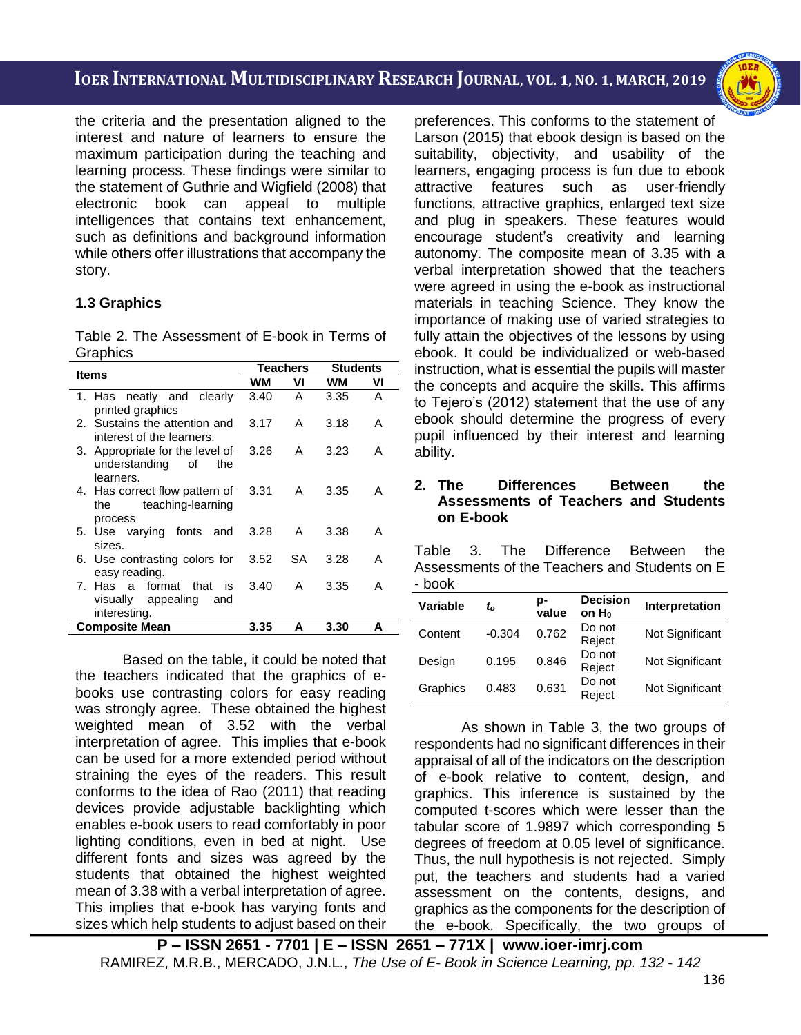the criteria and the presentation aligned to the interest and nature of learners to ensure the maximum participation during the teaching and learning process. These findings were similar to the statement of Guthrie and Wigfield (2008) that electronic book can appeal to multiple intelligences that contains text enhancement, such as definitions and background information while others offer illustrations that accompany the story.

### 1.3 Graphics

Table 2. The Assessment of E-book in Terms of Graphics

| Items | Teachers | | Students | |
|---|---|---|---|---|
| | **WM** | **VI** | **WM** | **VI** |
| 1. Has neatly and clearly printed graphics | 3.40 | A | 3.35 | A |
| 2. Sustains the attention and interest of the learners. | 3.17 | A | 3.18 | A |
| 3. Appropriate for the level of understanding of the learners. | 3.26 | A | 3.23 | A |
| 4. Has correct flow pattern of the teaching-learning process | 3.31 | A | 3.35 | A |
| 5. Use varying fonts and sizes. | 3.28 | A | 3.38 | A |
| 6. Use contrasting colors for easy reading. | 3.52 | SA | 3.28 | A |
| 7. Has a format that is visually appealing and interesting. | 3.40 | A | 3.35 | A |
| **Composite Mean** | **3.35** | **A** | **3.30** | **A** |

Based on the table, it could be noted that the teachers indicated that the graphics of e-books use contrasting colors for easy reading was strongly agree. These obtained the highest weighted mean of 3.52 with the verbal interpretation of agree. This implies that e-book can be used for a more extended period without straining the eyes of the readers. This result conforms to the idea of Rao (2011) that reading devices provide adjustable backlighting which enables e-book users to read comfortably in poor lighting conditions, even in bed at night. Use different fonts and sizes was agreed by the students that obtained the highest weighted mean of 3.38 with a verbal interpretation of agree. This implies that e-book has varying fonts and sizes which help students to adjust based on their preferences. This conforms to the statement of Larson (2015) that ebook design is based on the suitability, objectivity, and usability of the learners, engaging process is fun due to ebook attractive features such as user-friendly functions, attractive graphics, enlarged text size and plug in speakers. These features would encourage student's creativity and learning autonomy. The composite mean of 3.35 with a verbal interpretation showed that the teachers were agreed in using the e-book as instructional materials in teaching Science. They know the importance of making use of varied strategies to fully attain the objectives of the lessons by using ebook. It could be individualized or web-based instruction, what is essential the pupils will master the concepts and acquire the skills. This affirms to Tejero's (2012) statement that the use of any ebook should determine the progress of every pupil influenced by their interest and learning ability.

## 2. The Differences Between the Assessments of Teachers and Students on E-book

Table 3. The Difference Between the Assessments of the Teachers and Students on E - book

| Variable | $t_o$ | p-value | Decision on $H_0$ | Interpretation |
|---|---|---|---|---|
| Content | -0.304 | 0.762 | Do not Reject | Not Significant |
| Design | 0.195 | 0.846 | Do not Reject | Not Significant |
| Graphics | 0.483 | 0.631 | Do not Reject | Not Significant |

As shown in Table 3, the two groups of respondents had no significant differences in their appraisal of all of the indicators on the description of e-book relative to content, design, and graphics. This inference is sustained by the computed t-scores which were lesser than the tabular score of 1.9897 which corresponding 5 degrees of freedom at 0.05 level of significance. Thus, the null hypothesis is not rejected. Simply put, the teachers and students had a varied assessment on the contents, designs, and graphics as the components for the description of the e-book. Specifically, the two groups of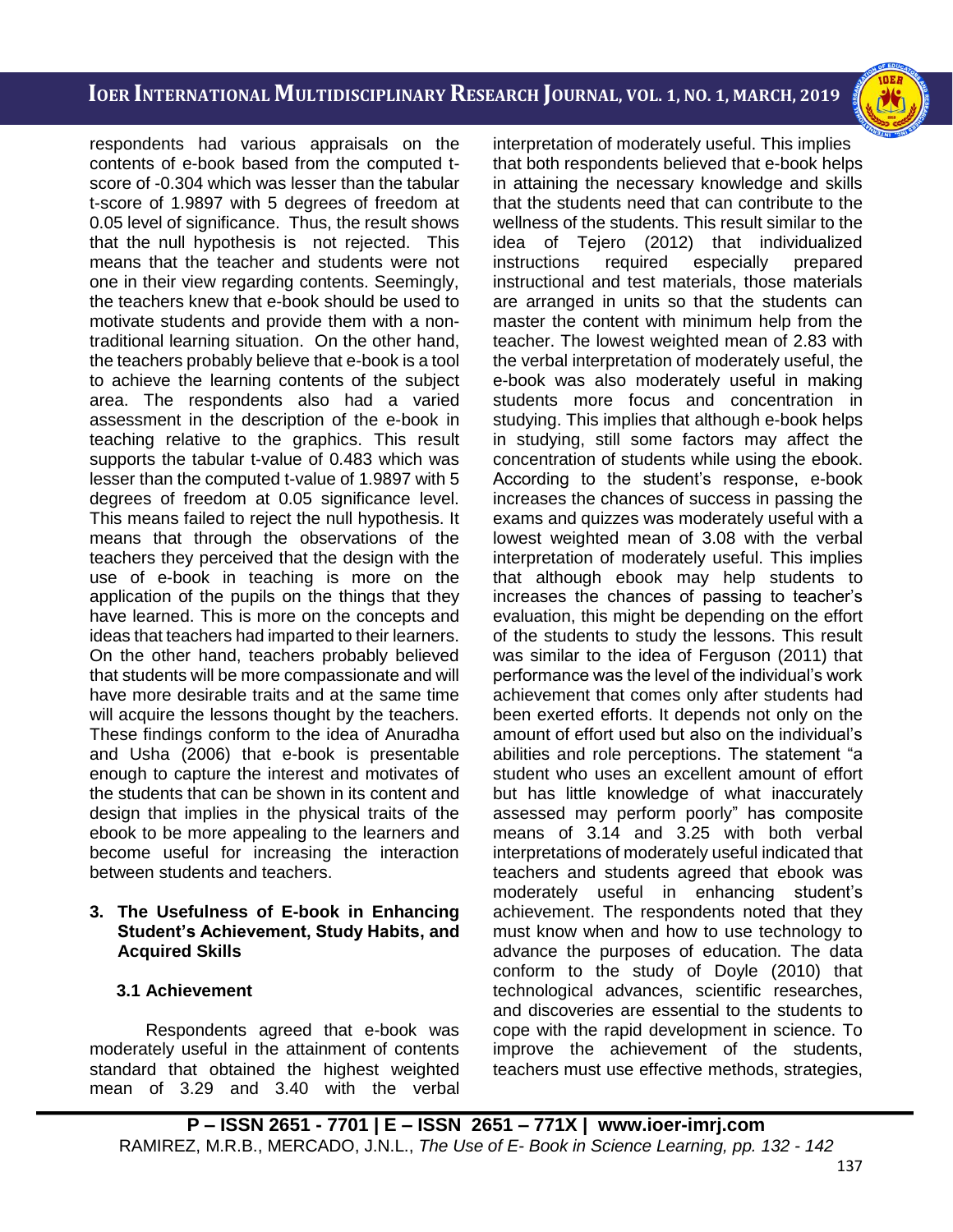respondents had various appraisals on the contents of e-book based from the computed t-score of -0.304 which was lesser than the tabular t-score of 1.9897 with 5 degrees of freedom at 0.05 level of significance. Thus, the result shows that the null hypothesis is not rejected. This means that the teacher and students were not one in their view regarding contents. Seemingly, the teachers knew that e-book should be used to motivate students and provide them with a non-traditional learning situation. On the other hand, the teachers probably believe that e-book is a tool to achieve the learning contents of the subject area. The respondents also had a varied assessment in the description of the e-book in teaching relative to the graphics. This result supports the tabular t-value of 0.483 which was lesser than the computed t-value of 1.9897 with 5 degrees of freedom at 0.05 significance level. This means failed to reject the null hypothesis. It means that through the observations of the teachers they perceived that the design with the use of e-book in teaching is more on the application of the pupils on the things that they have learned. This is more on the concepts and ideas that teachers had imparted to their learners. On the other hand, teachers probably believed that students will be more compassionate and will have more desirable traits and at the same time will acquire the lessons thought by the teachers. These findings conform to the idea of Anuradha and Usha (2006) that e-book is presentable enough to capture the interest and motivates of the students that can be shown in its content and design that implies in the physical traits of the ebook to be more appealing to the learners and become useful for increasing the interaction between students and teachers.

**3. The Usefulness of E-book in Enhancing Student's Achievement, Study Habits, and Acquired Skills**

**3.1 Achievement**

Respondents agreed that e-book was moderately useful in the attainment of contents standard that obtained the highest weighted mean of 3.29 and 3.40 with the verbal interpretation of moderately useful. This implies that both respondents believed that e-book helps in attaining the necessary knowledge and skills that the students need that can contribute to the wellness of the students. This result similar to the idea of Tejero (2012) that individualized instructions required especially prepared instructional and test materials, those materials are arranged in units so that the students can master the content with minimum help from the teacher. The lowest weighted mean of 2.83 with the verbal interpretation of moderately useful, the e-book was also moderately useful in making students more focus and concentration in studying. This implies that although e-book helps in studying, still some factors may affect the concentration of students while using the ebook. According to the student's response, e-book increases the chances of success in passing the exams and quizzes was moderately useful with a lowest weighted mean of 3.08 with the verbal interpretation of moderately useful. This implies that although ebook may help students to increases the chances of passing to teacher's evaluation, this might be depending on the effort of the students to study the lessons. This result was similar to the idea of Ferguson (2011) that performance was the level of the individual's work achievement that comes only after students had been exerted efforts. It depends not only on the amount of effort used but also on the individual's abilities and role perceptions. The statement "a student who uses an excellent amount of effort but has little knowledge of what inaccurately assessed may perform poorly" has composite means of 3.14 and 3.25 with both verbal interpretations of moderately useful indicated that teachers and students agreed that ebook was moderately useful in enhancing student's achievement. The respondents noted that they must know when and how to use technology to advance the purposes of education. The data conform to the study of Doyle (2010) that technological advances, scientific researches, and discoveries are essential to the students to cope with the rapid development in science. To improve the achievement of the students, teachers must use effective methods, strategies,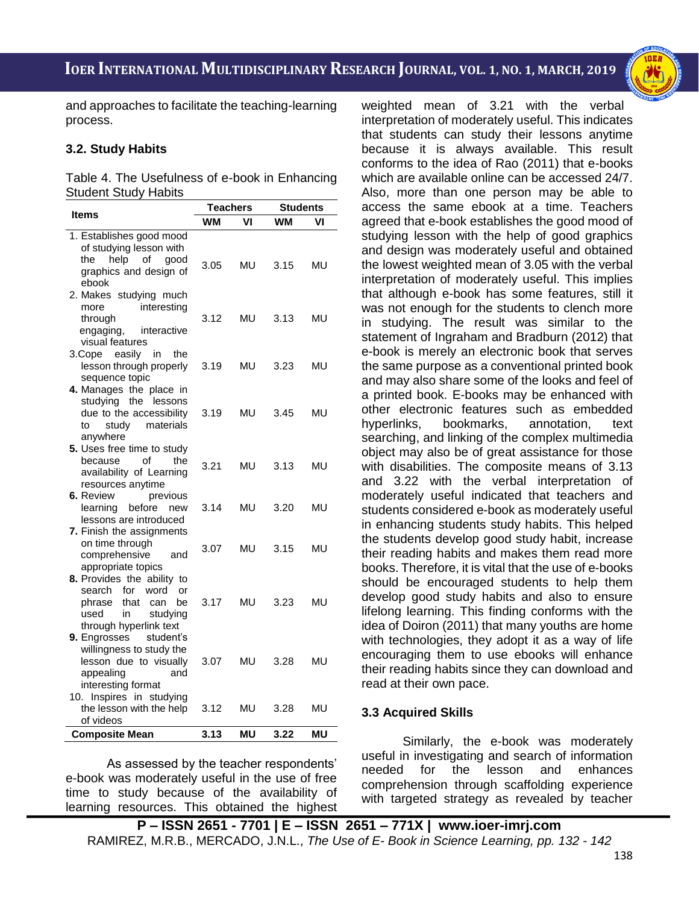and approaches to facilitate the teaching-learning process.

### 3.2. Study Habits

Table 4. The Usefulness of e-book in Enhancing Student Study Habits

| Items | Teachers | | Students | |
|---|---|---|---|---|
| | WM | VI | WM | VI |
| 1. Establishes good mood of studying lesson with the help of good graphics and design of ebook | 3.05 | MU | 3.15 | MU |
| 2. Makes studying much more interesting through engaging, interactive visual features | 3.12 | MU | 3.13 | MU |
| 3.Cope easily in the lesson through properly sequence topic | 3.19 | MU | 3.23 | MU |
| **4.** Manages the place in studying the lessons due to the accessibility to study materials anywhere | 3.19 | MU | 3.45 | MU |
| **5.** Uses free time to study because of the availability of Learning resources anytime | 3.21 | MU | 3.13 | MU |
| **6.** Review previous learning before new lessons are introduced | 3.14 | MU | 3.20 | MU |
| **7.** Finish the assignments on time through comprehensive and appropriate topics | 3.07 | MU | 3.15 | MU |
| **8.** Provides the ability to search for word or phrase that can be used in studying through hyperlink text | 3.17 | MU | 3.23 | MU |
| **9.** Engrosses student's willingness to study the lesson due to visually appealing and interesting format | 3.07 | MU | 3.28 | MU |
| 10. Inspires in studying the lesson with the help of videos | 3.12 | MU | 3.28 | MU |
| **Composite Mean** | **3.13** | **MU** | **3.22** | **MU** |

As assessed by the teacher respondents' e-book was moderately useful in the use of free time to study because of the availability of learning resources. This obtained the highest weighted mean of 3.21 with the verbal interpretation of moderately useful. This indicates that students can study their lessons anytime because it is always available. This result conforms to the idea of Rao (2011) that e-books which are available online can be accessed 24/7. Also, more than one person may be able to access the same ebook at a time. Teachers agreed that e-book establishes the good mood of studying lesson with the help of good graphics and design was moderately useful and obtained the lowest weighted mean of 3.05 with the verbal interpretation of moderately useful. This implies that although e-book has some features, still it was not enough for the students to clench more in studying. The result was similar to the statement of Ingraham and Bradburn (2012) that e-book is merely an electronic book that serves the same purpose as a conventional printed book and may also share some of the looks and feel of a printed book. E-books may be enhanced with other electronic features such as embedded hyperlinks, bookmarks, annotation, text searching, and linking of the complex multimedia object may also be of great assistance for those with disabilities. The composite means of 3.13 and 3.22 with the verbal interpretation of moderately useful indicated that teachers and students considered e-book as moderately useful in enhancing students study habits. This helped the students develop good study habit, increase their reading habits and makes them read more books. Therefore, it is vital that the use of e-books should be encouraged students to help them develop good study habits and also to ensure lifelong learning. This finding conforms with the idea of Doiron (2011) that many youths are home with technologies, they adopt it as a way of life encouraging them to use ebooks will enhance their reading habits since they can download and read at their own pace.

### 3.3 Acquired Skills

Similarly, the e-book was moderately useful in investigating and search of information needed for the lesson and enhances comprehension through scaffolding experience with targeted strategy as revealed by teacher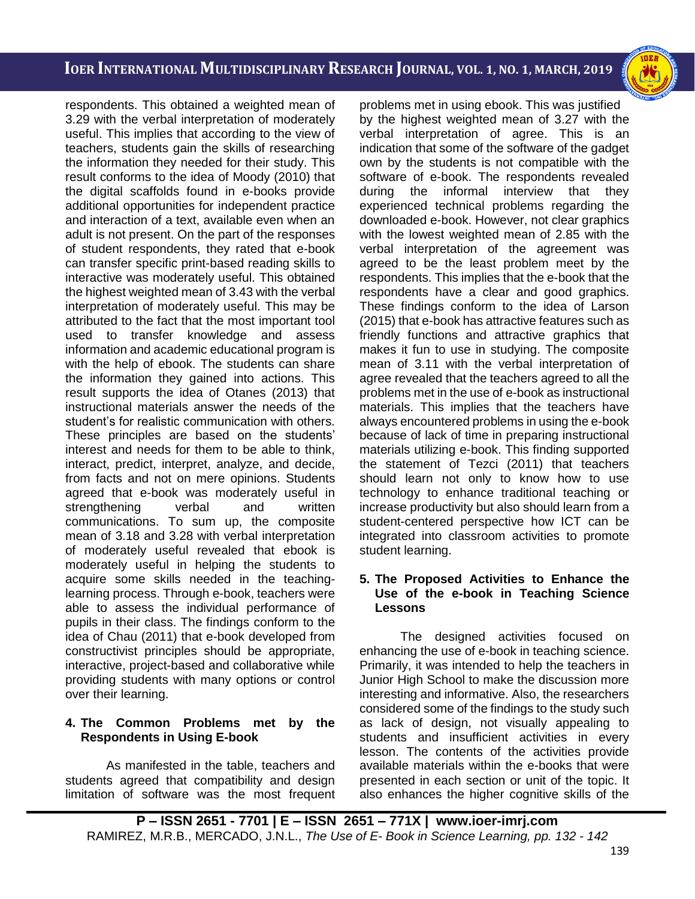respondents. This obtained a weighted mean of 3.29 with the verbal interpretation of moderately useful. This implies that according to the view of teachers, students gain the skills of researching the information they needed for their study. This result conforms to the idea of Moody (2010) that the digital scaffolds found in e-books provide additional opportunities for independent practice and interaction of a text, available even when an adult is not present. On the part of the responses of student respondents, they rated that e-book can transfer specific print-based reading skills to interactive was moderately useful. This obtained the highest weighted mean of 3.43 with the verbal interpretation of moderately useful. This may be attributed to the fact that the most important tool used to transfer knowledge and assess information and academic educational program is with the help of ebook. The students can share the information they gained into actions. This result supports the idea of Otanes (2013) that instructional materials answer the needs of the student's for realistic communication with others. These principles are based on the students' interest and needs for them to be able to think, interact, predict, interpret, analyze, and decide, from facts and not on mere opinions. Students agreed that e-book was moderately useful in strengthening verbal and written communications. To sum up, the composite mean of 3.18 and 3.28 with verbal interpretation of moderately useful revealed that ebook is moderately useful in helping the students to acquire some skills needed in the teaching-learning process. Through e-book, teachers were able to assess the individual performance of pupils in their class. The findings conform to the idea of Chau (2011) that e-book developed from constructivist principles should be appropriate, interactive, project-based and collaborative while providing students with many options or control over their learning.

#### 4. The Common Problems met by the Respondents in Using E-book

As manifested in the table, teachers and students agreed that compatibility and design limitation of software was the most frequent problems met in using ebook. This was justified by the highest weighted mean of 3.27 with the verbal interpretation of agree. This is an indication that some of the software of the gadget own by the students is not compatible with the software of e-book. The respondents revealed during the informal interview that they experienced technical problems regarding the downloaded e-book. However, not clear graphics with the lowest weighted mean of 2.85 with the verbal interpretation of the agreement was agreed to be the least problem meet by the respondents. This implies that the e-book that the respondents have a clear and good graphics. These findings conform to the idea of Larson (2015) that e-book has attractive features such as friendly functions and attractive graphics that makes it fun to use in studying. The composite mean of 3.11 with the verbal interpretation of agree revealed that the teachers agreed to all the problems met in the use of e-book as instructional materials. This implies that the teachers have always encountered problems in using the e-book because of lack of time in preparing instructional materials utilizing e-book. This finding supported the statement of Tezci (2011) that teachers should learn not only to know how to use technology to enhance traditional teaching or increase productivity but also should learn from a student-centered perspective how ICT can be integrated into classroom activities to promote student learning.

#### 5. The Proposed Activities to Enhance the Use of the e-book in Teaching Science Lessons

The designed activities focused on enhancing the use of e-book in teaching science. Primarily, it was intended to help the teachers in Junior High School to make the discussion more interesting and informative. Also, the researchers considered some of the findings to the study such as lack of design, not visually appealing to students and insufficient activities in every lesson. The contents of the activities provide available materials within the e-books that were presented in each section or unit of the topic. It also enhances the higher cognitive skills of the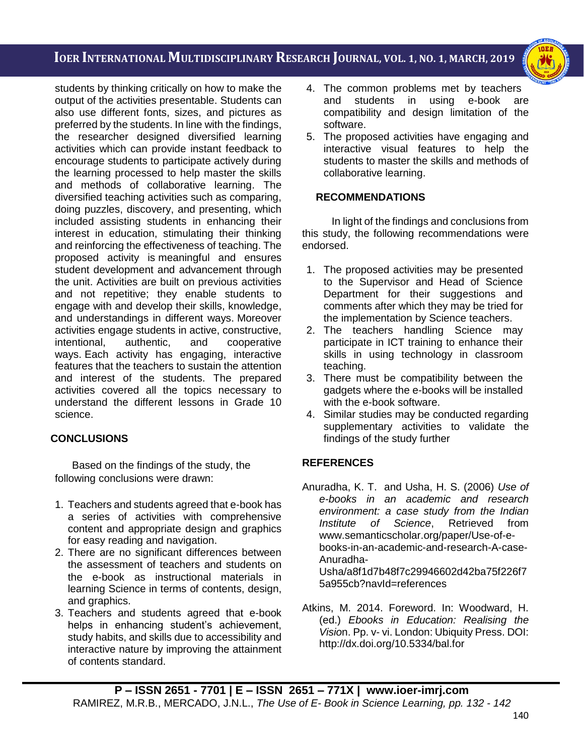students by thinking critically on how to make the output of the activities presentable. Students can also use different fonts, sizes, and pictures as preferred by the students. In line with the findings, the researcher designed diversified learning activities which can provide instant feedback to encourage students to participate actively during the learning processed to help master the skills and methods of collaborative learning. The diversified teaching activities such as comparing, doing puzzles, discovery, and presenting, which included assisting students in enhancing their interest in education, stimulating their thinking and reinforcing the effectiveness of teaching. The proposed activity is meaningful and ensures student development and advancement through the unit. Activities are built on previous activities and not repetitive; they enable students to engage with and develop their skills, knowledge, and understandings in different ways. Moreover activities engage students in active, constructive, intentional, authentic, and cooperative ways. Each activity has engaging, interactive features that the teachers to sustain the attention and interest of the students. The prepared activities covered all the topics necessary to understand the different lessons in Grade 10 science.

## CONCLUSIONS

Based on the findings of the study, the following conclusions were drawn:

1. Teachers and students agreed that e-book has a series of activities with comprehensive content and appropriate design and graphics for easy reading and navigation.
2. There are no significant differences between the assessment of teachers and students on the e-book as instructional materials in learning Science in terms of contents, design, and graphics.
3. Teachers and students agreed that e-book helps in enhancing student's achievement, study habits, and skills due to accessibility and interactive nature by improving the attainment of contents standard.
4. The common problems met by teachers and students in using e-book are compatibility and design limitation of the software.
5. The proposed activities have engaging and interactive visual features to help the students to master the skills and methods of collaborative learning.

## RECOMMENDATIONS

In light of the findings and conclusions from this study, the following recommendations were endorsed.

1. The proposed activities may be presented to the Supervisor and Head of Science Department for their suggestions and comments after which they may be tried for the implementation by Science teachers.
2. The teachers handling Science may participate in ICT training to enhance their skills in using technology in classroom teaching.
3. There must be compatibility between the gadgets where the e-books will be installed with the e-book software.
4. Similar studies may be conducted regarding supplementary activities to validate the findings of the study further

## REFERENCES

Anuradha, K. T. and Usha, H. S. (2006) *Use of e-books in an academic and research environment: a case study from the Indian Institute of Science*, Retrieved from www.semanticscholar.org/paper/Use-of-e-books-in-an-academic-and-research-A-case-Anuradha-Usha/a8f1d7b48f7c29946602d42ba75f226f75a955cb?navId=references

Atkins, M. 2014. Foreword. In: Woodward, H. (ed.) *Ebooks in Education: Realising the Vision*. Pp. v- vi. London: Ubiquity Press. DOI: http://dx.doi.org/10.5334/bal.for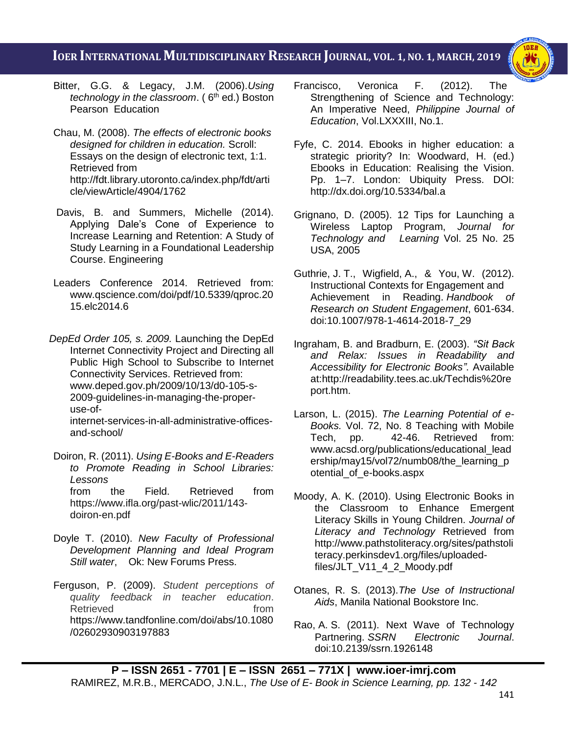Bitter, G.G. & Legacy, J.M. (2006).*Using technology in the classroom*. ( 6th ed.) Boston Pearson Education

Chau, M. (2008). *The effects of electronic books designed for children in education.* Scroll: Essays on the design of electronic text, 1:1. Retrieved from http://fdt.library.utoronto.ca/index.php/fdt/article/viewArticle/4904/1762

Davis, B. and Summers, Michelle (2014). Applying Dale's Cone of Experience to Increase Learning and Retention: A Study of Study Learning in a Foundational Leadership Course. Engineering

Leaders Conference 2014. Retrieved from: www.qscience.com/doi/pdf/10.5339/qproc.2015.elc2014.6

*DepEd Order 105, s. 2009.* Launching the DepEd Internet Connectivity Project and Directing all Public High School to Subscribe to Internet Connectivity Services. Retrieved from: www.deped.gov.ph/2009/10/13/d0-105-s-2009-guidelines-in-managing-the-proper-use-of-internet-services-in-all-administrative-offices-and-school/

Doiron, R. (2011). *Using E-Books and E-Readers to Promote Reading in School Libraries: Lessons* from the Field. Retrieved from https://www.ifla.org/past-wlic/2011/143-doiron-en.pdf

Doyle T. (2010). *New Faculty of Professional Development Planning and Ideal Program Still water*, Ok: New Forums Press.

Ferguson, P. (2009). *Student perceptions of quality feedback in teacher education*. Retrieved from https://www.tandfonline.com/doi/abs/10.1080/02602930903197883

Francisco, Veronica F. (2012). The Strengthening of Science and Technology: An Imperative Need, *Philippine Journal of Education*, Vol.LXXXIII, No.1.

Fyfe, C. 2014. Ebooks in higher education: a strategic priority? In: Woodward, H. (ed.) Ebooks in Education: Realising the Vision. Pp. 1–7. London: Ubiquity Press. DOI: http://dx.doi.org/10.5334/bal.a

Grignano, D. (2005). 12 Tips for Launching a Wireless Laptop Program, *Journal for Technology and Learning* Vol. 25 No. 25 USA, 2005

Guthrie, J. T., Wigfield, A., & You, W. (2012). Instructional Contexts for Engagement and Achievement in Reading. *Handbook of Research on Student Engagement*, 601-634. doi:10.1007/978-1-4614-2018-7_29

Ingraham, B. and Bradburn, E. (2003). *"Sit Back and Relax: Issues in Readability and Accessibility for Electronic Books"*. Available at:http://readability.tees.ac.uk/Techdis%20report.htm.

Larson, L. (2015). *The Learning Potential of e-Books.* Vol. 72, No. 8 Teaching with Mobile Tech, pp. 42-46. Retrieved from: www.acsd.org/publications/educational_leadership/may15/vol72/numb08/the_learning_potential_of_e-books.aspx

Moody, A. K. (2010). Using Electronic Books in the Classroom to Enhance Emergent Literacy Skills in Young Children. *Journal of Literacy and Technology* Retrieved from http://www.pathstoliteracy.org/sites/pathstoliteracy.perkinsdev1.org/files/uploaded-files/JLT_V11_4_2_Moody.pdf

Otanes, R. S. (2013).*The Use of Instructional Aids*, Manila National Bookstore Inc.

Rao, A. S. (2011). Next Wave of Technology Partnering. *SSRN Electronic Journal*. doi:10.2139/ssrn.1926148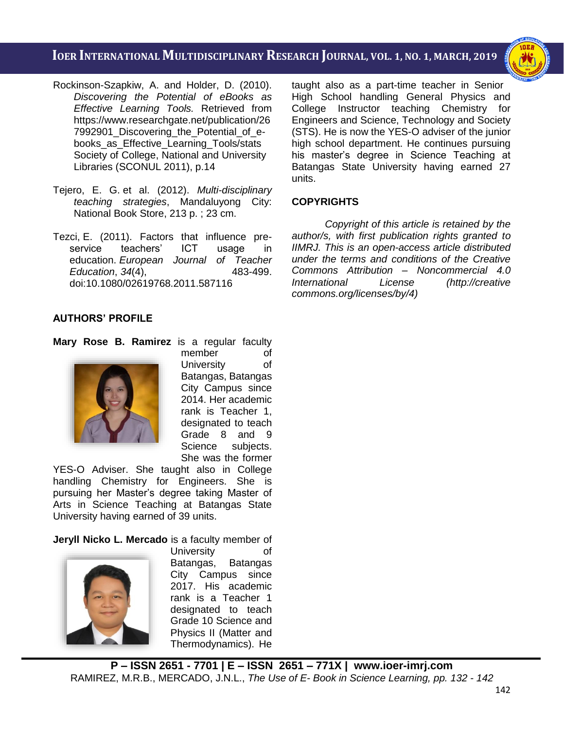Rockinson-Szapkiw, A. and Holder, D. (2010). *Discovering the Potential of eBooks as Effective Learning Tools.* Retrieved from https://www.researchgate.net/publication/267992901_Discovering_the_Potential_of_e-books_as_Effective_Learning_Tools/stats Society of College, National and University Libraries (SCONUL 2011), p.14

Tejero, E. G. et al. (2012). *Multi-disciplinary teaching strategies*, Mandaluyong City: National Book Store, 213 p. ; 23 cm.

Tezci, E. (2011). Factors that influence pre-service teachers' ICT usage in education. *European Journal of Teacher Education*, *34*(4), 483-499. doi:10.1080/02619768.2011.587116

**AUTHORS' PROFILE**

**Mary Rose B. Ramirez** is a regular faculty member of University of Batangas, Batangas City Campus since 2014. Her academic rank is Teacher 1, designated to teach Grade 8 and 9 Science subjects. She was the former YES-O Adviser. She taught also in College handling Chemistry for Engineers. She is pursuing her Master's degree taking Master of Arts in Science Teaching at Batangas State University having earned of 39 units.

**Jeryll Nicko L. Mercado** is a faculty member of University of Batangas, Batangas City Campus since 2017. His academic rank is a Teacher 1 designated to teach Grade 10 Science and Physics II (Matter and Thermodynamics). He taught also as a part-time teacher in Senior High School handling General Physics and College Instructor teaching Chemistry for Engineers and Science, Technology and Society (STS). He is now the YES-O adviser of the junior high school department. He continues pursuing his master's degree in Science Teaching at Batangas State University having earned 27 units.

**COPYRIGHTS**

*Copyright of this article is retained by the author/s, with first publication rights granted to IIMRJ. This is an open-access article distributed under the terms and conditions of the Creative Commons Attribution – Noncommercial 4.0 International License (http://creative commons.org/licenses/by/4)*